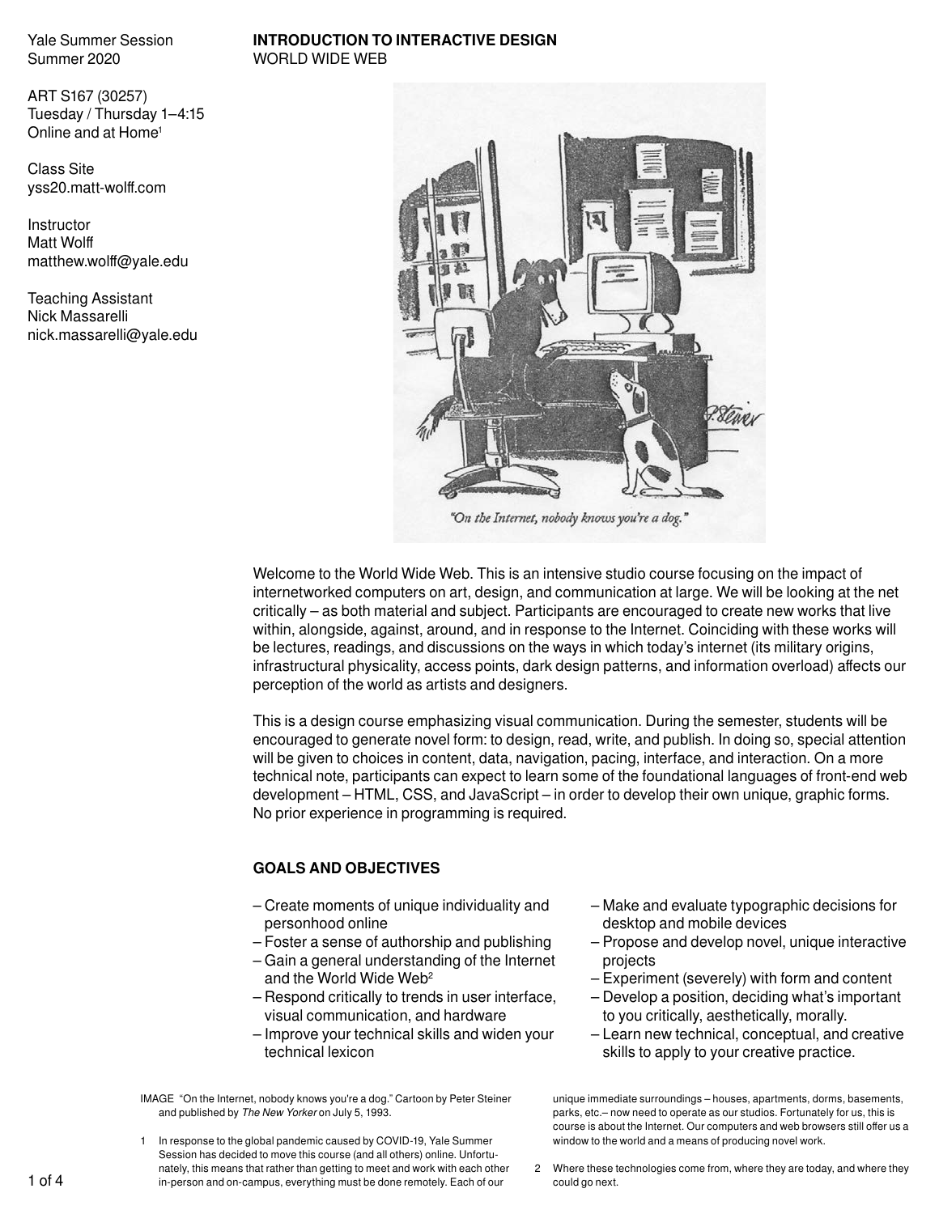Yale Summer Session
Summer 2020

ART S167 (30257)
Tuesday / Thursday 1–4:15
Online and at Home[1]

Class Site
yss20.matt-wolff.com

Instructor
Matt Wolff
matthew.wolff@yale.edu

Teaching Assistant
Nick Massarelli
nick.massarelli@yale.edu

# INTRODUCTION TO INTERACTIVE DESIGN

WORLD WIDE WEB

"On the Internet, nobody knows you're a dog."

Welcome to the World Wide Web. This is an intensive studio course focusing on the impact of internetworked computers on art, design, and communication at large. We will be looking at the net critically – as both material and subject. Participants are encouraged to create new works that live within, alongside, against, around, and in response to the Internet. Coinciding with these works will be lectures, readings, and discussions on the ways in which today's internet (its military origins, infrastructural physicality, access points, dark design patterns, and information overload) affects our perception of the world as artists and designers.

This is a design course emphasizing visual communication. During the semester, students will be encouraged to generate novel form: to design, read, write, and publish. In doing so, special attention will be given to choices in content, data, navigation, pacing, interface, and interaction. On a more technical note, participants can expect to learn some of the foundational languages of front-end web development – HTML, CSS, and JavaScript – in order to develop their own unique, graphic forms. No prior experience in programming is required.

## GOALS AND OBJECTIVES

– Create moments of unique individuality and personhood online
– Foster a sense of authorship and publishing
– Gain a general understanding of the Internet and the World Wide Web[2]
– Respond critically to trends in user interface, visual communication, and hardware
– Improve your technical skills and widen your technical lexicon
– Make and evaluate typographic decisions for desktop and mobile devices
– Propose and develop novel, unique interactive projects
– Experiment (severely) with form and content
– Develop a position, deciding what's important to you critically, aesthetically, morally.
– Learn new technical, conceptual, and creative skills to apply to your creative practice.

IMAGE "On the Internet, nobody knows you're a dog." Cartoon by Peter Steiner and published by *The New Yorker* on July 5, 1993.

1 In response to the global pandemic caused by COVID-19, Yale Summer Session has decided to move this course (and all others) online. Unfortunately, this means that rather than getting to meet and work with each other in-person and on-campus, everything must be done remotely. Each of our unique immediate surroundings – houses, apartments, dorms, basements, parks, etc.– now need to operate as our studios. Fortunately for us, this is course is about the Internet. Our computers and web browsers still offer us a window to the world and a means of producing novel work.

2 Where these technologies come from, where they are today, and where they could go next.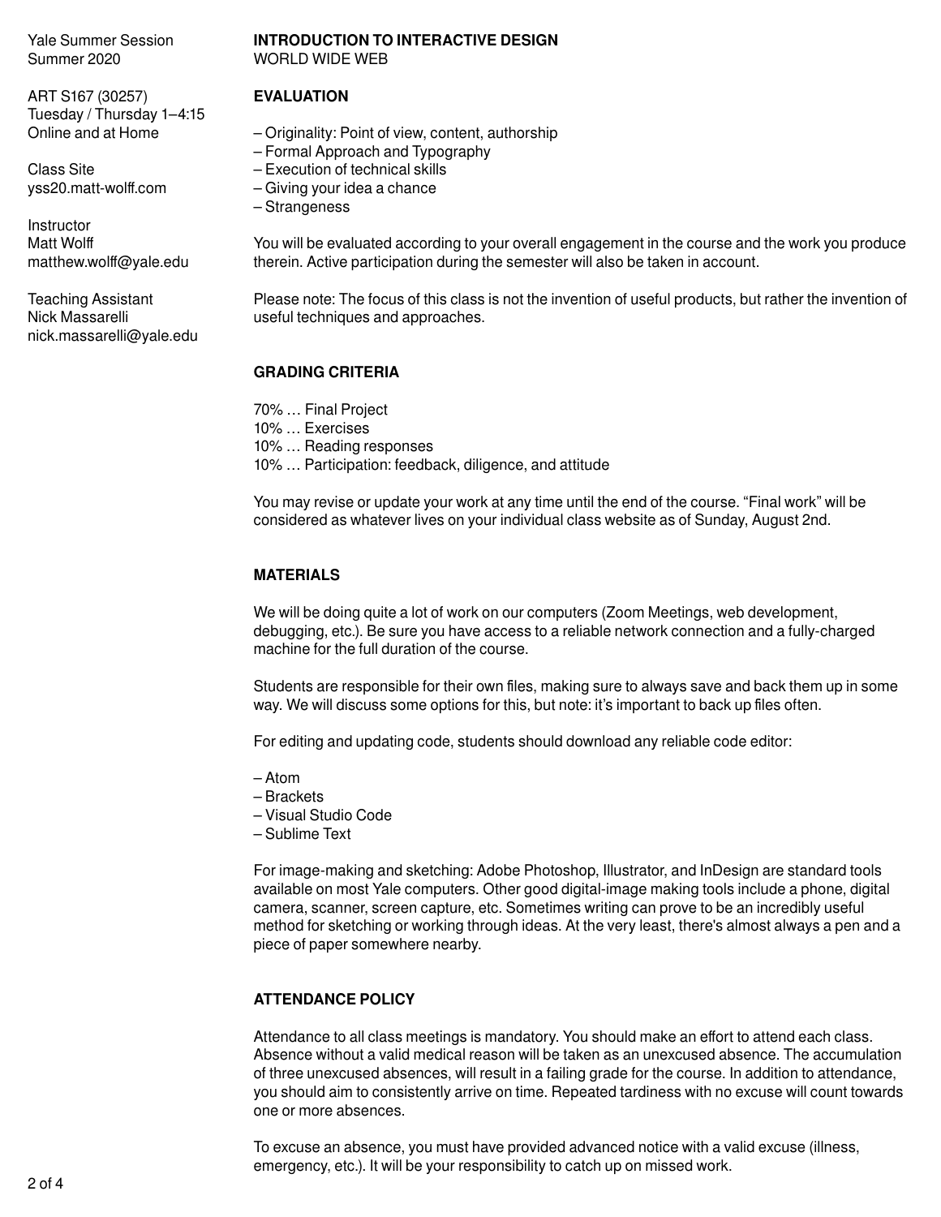Yale Summer Session
Summer 2020

ART S167 (30257)
Tuesday / Thursday 1–4:15
Online and at Home

Class Site
yss20.matt-wolff.com

Instructor
Matt Wolff
matthew.wolff@yale.edu

Teaching Assistant
Nick Massarelli
nick.massarelli@yale.edu

**INTRODUCTION TO INTERACTIVE DESIGN**
WORLD WIDE WEB

## EVALUATION

– Originality: Point of view, content, authorship
– Formal Approach and Typography
– Execution of technical skills
– Giving your idea a chance
– Strangeness

You will be evaluated according to your overall engagement in the course and the work you produce therein. Active participation during the semester will also be taken in account.

Please note: The focus of this class is not the invention of useful products, but rather the invention of useful techniques and approaches.

## GRADING CRITERIA

70% … Final Project
10% … Exercises
10% … Reading responses
10% … Participation: feedback, diligence, and attitude

You may revise or update your work at any time until the end of the course. "Final work" will be considered as whatever lives on your individual class website as of Sunday, August 2nd.

## MATERIALS

We will be doing quite a lot of work on our computers (Zoom Meetings, web development, debugging, etc.). Be sure you have access to a reliable network connection and a fully-charged machine for the full duration of the course.

Students are responsible for their own files, making sure to always save and back them up in some way. We will discuss some options for this, but note: it's important to back up files often.

For editing and updating code, students should download any reliable code editor:

– Atom
– Brackets
– Visual Studio Code
– Sublime Text

For image-making and sketching: Adobe Photoshop, Illustrator, and InDesign are standard tools available on most Yale computers. Other good digital-image making tools include a phone, digital camera, scanner, screen capture, etc. Sometimes writing can prove to be an incredibly useful method for sketching or working through ideas. At the very least, there's almost always a pen and a piece of paper somewhere nearby.

## ATTENDANCE POLICY

Attendance to all class meetings is mandatory. You should make an effort to attend each class. Absence without a valid medical reason will be taken as an unexcused absence. The accumulation of three unexcused absences, will result in a failing grade for the course. In addition to attendance, you should aim to consistently arrive on time. Repeated tardiness with no excuse will count towards one or more absences.

To excuse an absence, you must have provided advanced notice with a valid excuse (illness, emergency, etc.). It will be your responsibility to catch up on missed work.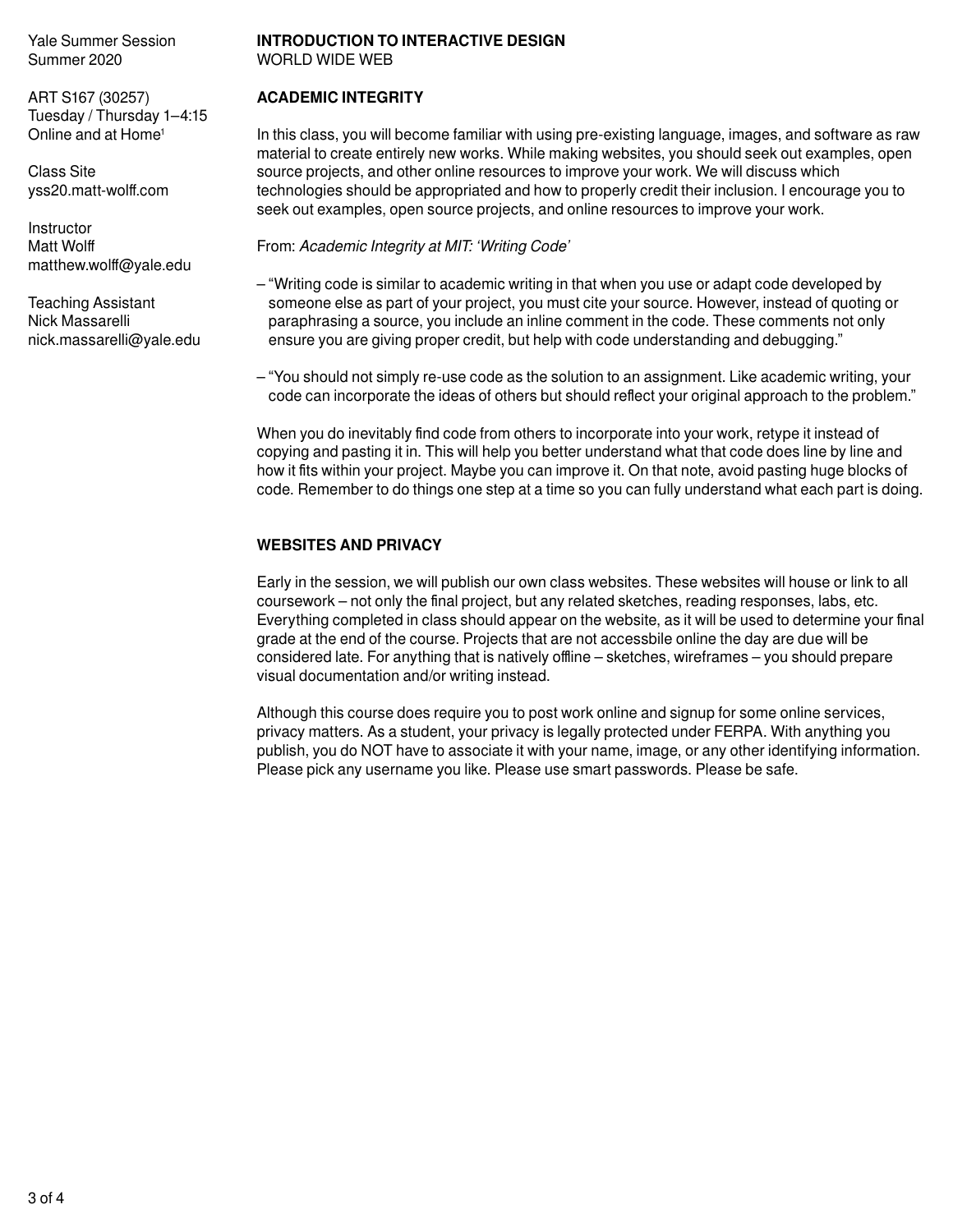Yale Summer Session
Summer 2020

ART S167 (30257)
Tuesday / Thursday 1–4:15
Online and at Home[1]

Class Site
yss20.matt-wolff.com

Instructor
Matt Wolff
matthew.wolff@yale.edu

Teaching Assistant
Nick Massarelli
nick.massarelli@yale.edu

**INTRODUCTION TO INTERACTIVE DESIGN**
WORLD WIDE WEB

## ACADEMIC INTEGRITY

In this class, you will become familiar with using pre-existing language, images, and software as raw material to create entirely new works. While making websites, you should seek out examples, open source projects, and other online resources to improve your work. We will discuss which technologies should be appropriated and how to properly credit their inclusion. I encourage you to seek out examples, open source projects, and online resources to improve your work.

From: *Academic Integrity at MIT: 'Writing Code'*

- "Writing code is similar to academic writing in that when you use or adapt code developed by someone else as part of your project, you must cite your source. However, instead of quoting or paraphrasing a source, you include an inline comment in the code. These comments not only ensure you are giving proper credit, but help with code understanding and debugging."
- "You should not simply re-use code as the solution to an assignment. Like academic writing, your code can incorporate the ideas of others but should reflect your original approach to the problem."

When you do inevitably find code from others to incorporate into your work, retype it instead of copying and pasting it in. This will help you better understand what that code does line by line and how it fits within your project. Maybe you can improve it. On that note, avoid pasting huge blocks of code. Remember to do things one step at a time so you can fully understand what each part is doing.

## WEBSITES AND PRIVACY

Early in the session, we will publish our own class websites. These websites will house or link to all coursework – not only the final project, but any related sketches, reading responses, labs, etc. Everything completed in class should appear on the website, as it will be used to determine your final grade at the end of the course. Projects that are not accessbile online the day are due will be considered late. For anything that is natively offline – sketches, wireframes – you should prepare visual documentation and/or writing instead.

Although this course does require you to post work online and signup for some online services, privacy matters. As a student, your privacy is legally protected under FERPA. With anything you publish, you do NOT have to associate it with your name, image, or any other identifying information. Please pick any username you like. Please use smart passwords. Please be safe.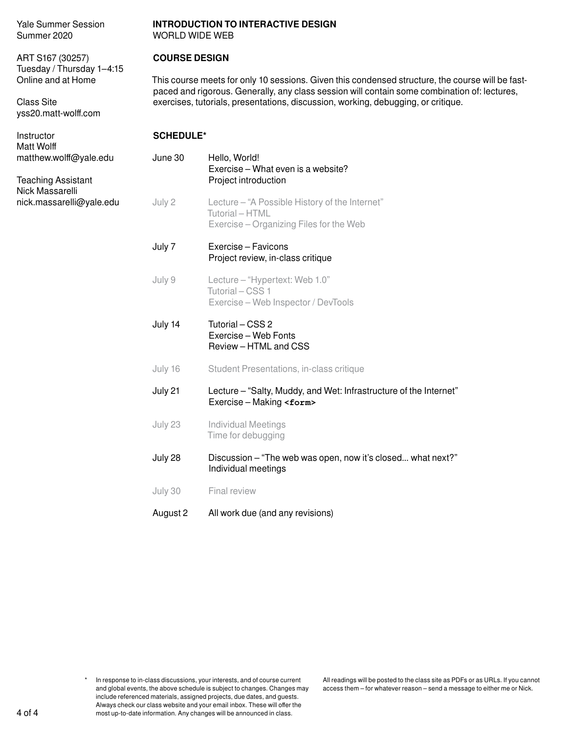Yale Summer Session
Summer 2020

ART S167 (30257)
Tuesday / Thursday 1–4:15
Online and at Home

Class Site
yss20.matt-wolff.com

Instructor
Matt Wolff
matthew.wolff@yale.edu

Teaching Assistant
Nick Massarelli
nick.massarelli@yale.edu

**INTRODUCTION TO INTERACTIVE DESIGN**
WORLD WIDE WEB

## COURSE DESIGN

This course meets for only 10 sessions. Given this condensed structure, the course will be fast-paced and rigorous. Generally, any class session will contain some combination of: lectures, exercises, tutorials, presentations, discussion, working, debugging, or critique.

## SCHEDULE*

| | |
|---|---|
| June 30 | Hello, World!<br>Exercise – What even is a website?<br>Project introduction |
| July 2 | Lecture – "A Possible History of the Internet"<br>Tutorial – HTML<br>Exercise – Organizing Files for the Web |
| July 7 | Exercise – Favicons<br>Project review, in-class critique |
| July 9 | Lecture – "Hypertext: Web 1.0"<br>Tutorial – CSS 1<br>Exercise – Web Inspector / DevTools |
| July 14 | Tutorial – CSS 2<br>Exercise – Web Fonts<br>Review – HTML and CSS |
| July 16 | Student Presentations, in-class critique |
| July 21 | Lecture – "Salty, Muddy, and Wet: Infrastructure of the Internet"<br>Exercise – Making `<form>` |
| July 23 | Individual Meetings<br>Time for debugging |
| July 28 | Discussion – "The web was open, now it's closed... what next?"<br>Individual meetings |
| July 30 | Final review |
| August 2 | All work due (and any revisions) |

\* In response to in-class discussions, your interests, and of course current and global events, the above schedule is subject to changes. Changes may include referenced materials, assigned projects, due dates, and guests. Always check our class website and your email inbox. These will offer the most up-to-date information. Any changes will be announced in class.

All readings will be posted to the class site as PDFs or as URLs. If you cannot access them – for whatever reason – send a message to either me or Nick.